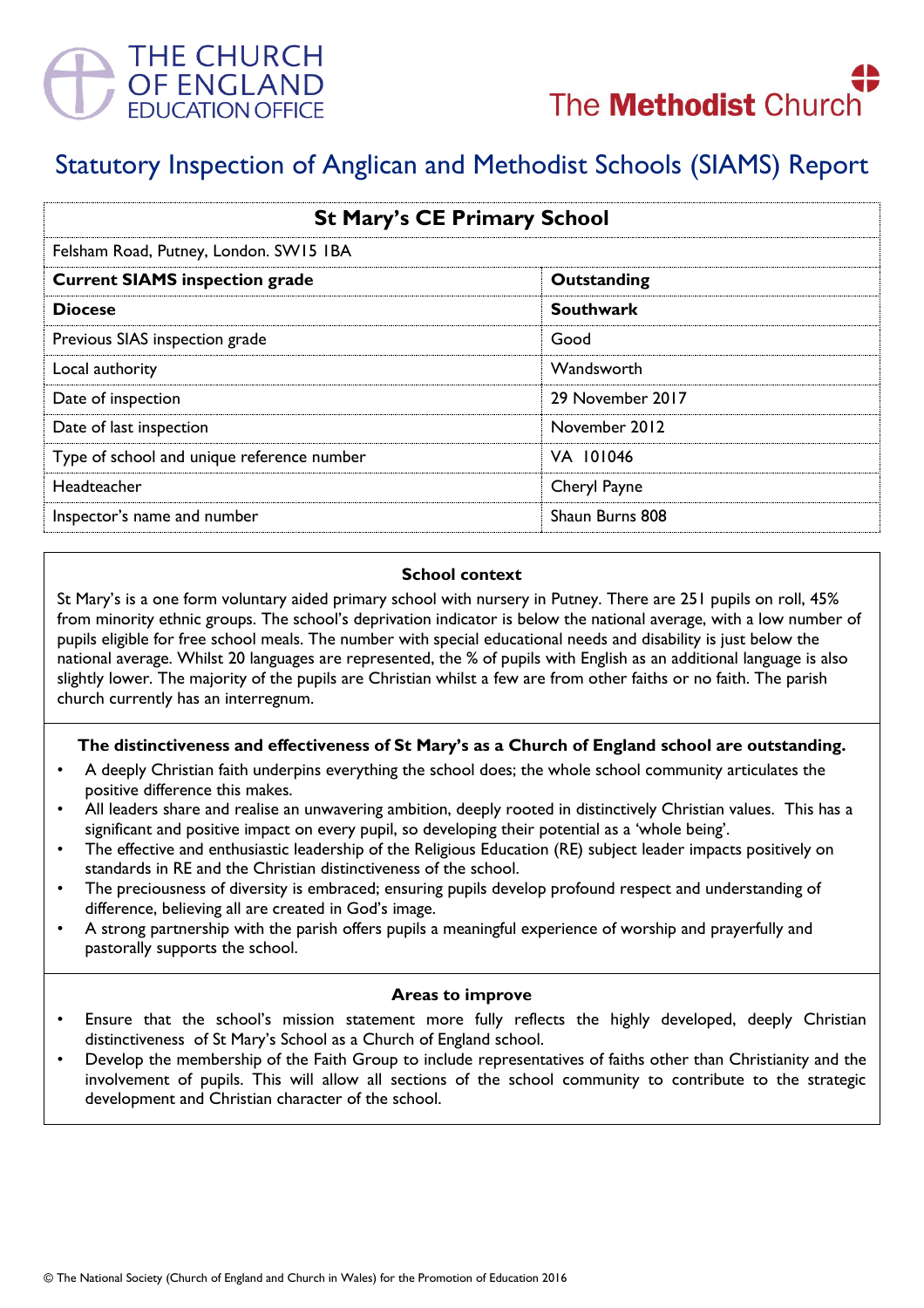THE CHURCH OF ENGLAND EDUCATION OFFICE

The Methodist Church

# Statutory Inspection of Anglican and Methodist Schools (SIAMS) Report

| St Mary's CE Primary School | |
|---|---|
| Felsham Road, Putney, London. SW15 1BA | |
| **Current SIAMS inspection grade** | **Outstanding** |
| **Diocese** | **Southwark** |
| Previous SIAS inspection grade | Good |
| Local authority | Wandsworth |
| Date of inspection | 29 November 2017 |
| Date of last inspection | November 2012 |
| Type of school and unique reference number | VA 101046 |
| Headteacher | Cheryl Payne |
| Inspector's name and number | Shaun Burns 808 |

### School context

St Mary's is a one form voluntary aided primary school with nursery in Putney. There are 251 pupils on roll, 45% from minority ethnic groups. The school's deprivation indicator is below the national average, with a low number of pupils eligible for free school meals. The number with special educational needs and disability is just below the national average. Whilst 20 languages are represented, the % of pupils with English as an additional language is also slightly lower. The majority of the pupils are Christian whilst a few are from other faiths or no faith. The parish church currently has an interregnum.

### The distinctiveness and effectiveness of St Mary's as a Church of England school are outstanding.

- A deeply Christian faith underpins everything the school does; the whole school community articulates the positive difference this makes.
- All leaders share and realise an unwavering ambition, deeply rooted in distinctively Christian values. This has a significant and positive impact on every pupil, so developing their potential as a 'whole being'.
- The effective and enthusiastic leadership of the Religious Education (RE) subject leader impacts positively on standards in RE and the Christian distinctiveness of the school.
- The preciousness of diversity is embraced; ensuring pupils develop profound respect and understanding of difference, believing all are created in God's image.
- A strong partnership with the parish offers pupils a meaningful experience of worship and prayerfully and pastorally supports the school.

### Areas to improve

- Ensure that the school's mission statement more fully reflects the highly developed, deeply Christian distinctiveness of St Mary's School as a Church of England school.
- Develop the membership of the Faith Group to include representatives of faiths other than Christianity and the involvement of pupils. This will allow all sections of the school community to contribute to the strategic development and Christian character of the school.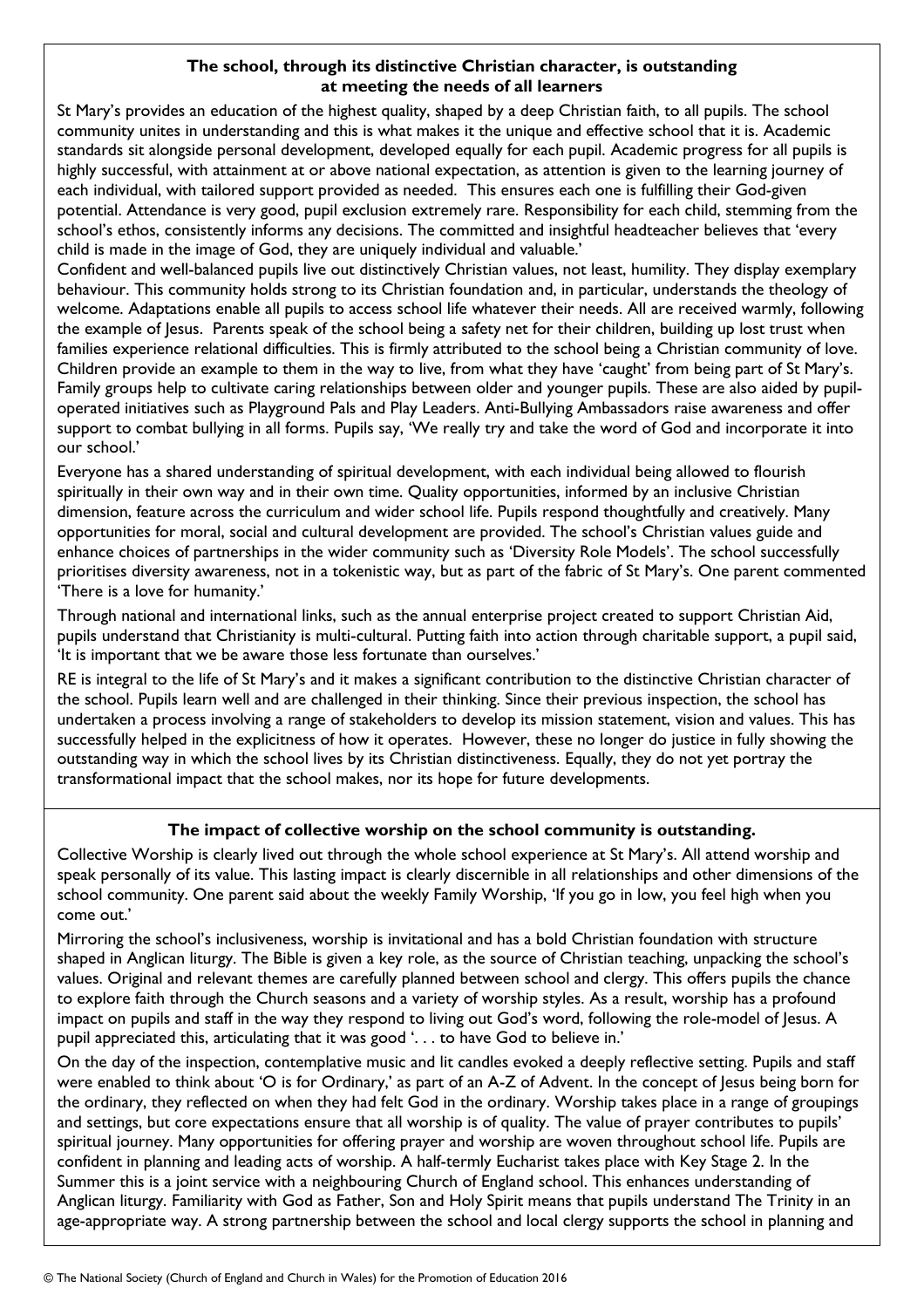## The school, through its distinctive Christian character, is outstanding at meeting the needs of all learners

St Mary's provides an education of the highest quality, shaped by a deep Christian faith, to all pupils. The school community unites in understanding and this is what makes it the unique and effective school that it is. Academic standards sit alongside personal development, developed equally for each pupil. Academic progress for all pupils is highly successful, with attainment at or above national expectation, as attention is given to the learning journey of each individual, with tailored support provided as needed. This ensures each one is fulfilling their God-given potential. Attendance is very good, pupil exclusion extremely rare. Responsibility for each child, stemming from the school's ethos, consistently informs any decisions. The committed and insightful headteacher believes that 'every child is made in the image of God, they are uniquely individual and valuable.'

Confident and well-balanced pupils live out distinctively Christian values, not least, humility. They display exemplary behaviour. This community holds strong to its Christian foundation and, in particular, understands the theology of welcome. Adaptations enable all pupils to access school life whatever their needs. All are received warmly, following the example of Jesus. Parents speak of the school being a safety net for their children, building up lost trust when families experience relational difficulties. This is firmly attributed to the school being a Christian community of love. Children provide an example to them in the way to live, from what they have 'caught' from being part of St Mary's. Family groups help to cultivate caring relationships between older and younger pupils. These are also aided by pupil-operated initiatives such as Playground Pals and Play Leaders. Anti-Bullying Ambassadors raise awareness and offer support to combat bullying in all forms. Pupils say, 'We really try and take the word of God and incorporate it into our school.'

Everyone has a shared understanding of spiritual development, with each individual being allowed to flourish spiritually in their own way and in their own time. Quality opportunities, informed by an inclusive Christian dimension, feature across the curriculum and wider school life. Pupils respond thoughtfully and creatively. Many opportunities for moral, social and cultural development are provided. The school's Christian values guide and enhance choices of partnerships in the wider community such as 'Diversity Role Models'. The school successfully prioritises diversity awareness, not in a tokenistic way, but as part of the fabric of St Mary's. One parent commented 'There is a love for humanity.'

Through national and international links, such as the annual enterprise project created to support Christian Aid, pupils understand that Christianity is multi-cultural. Putting faith into action through charitable support, a pupil said, 'It is important that we be aware those less fortunate than ourselves.'

RE is integral to the life of St Mary's and it makes a significant contribution to the distinctive Christian character of the school. Pupils learn well and are challenged in their thinking. Since their previous inspection, the school has undertaken a process involving a range of stakeholders to develop its mission statement, vision and values. This has successfully helped in the explicitness of how it operates. However, these no longer do justice in fully showing the outstanding way in which the school lives by its Christian distinctiveness. Equally, they do not yet portray the transformational impact that the school makes, nor its hope for future developments.

## The impact of collective worship on the school community is outstanding.

Collective Worship is clearly lived out through the whole school experience at St Mary's. All attend worship and speak personally of its value. This lasting impact is clearly discernible in all relationships and other dimensions of the school community. One parent said about the weekly Family Worship, 'If you go in low, you feel high when you come out.'

Mirroring the school's inclusiveness, worship is invitational and has a bold Christian foundation with structure shaped in Anglican liturgy. The Bible is given a key role, as the source of Christian teaching, unpacking the school's values. Original and relevant themes are carefully planned between school and clergy. This offers pupils the chance to explore faith through the Church seasons and a variety of worship styles. As a result, worship has a profound impact on pupils and staff in the way they respond to living out God's word, following the role-model of Jesus. A pupil appreciated this, articulating that it was good '. . . to have God to believe in.'

On the day of the inspection, contemplative music and lit candles evoked a deeply reflective setting. Pupils and staff were enabled to think about 'O is for Ordinary,' as part of an A-Z of Advent. In the concept of Jesus being born for the ordinary, they reflected on when they had felt God in the ordinary. Worship takes place in a range of groupings and settings, but core expectations ensure that all worship is of quality. The value of prayer contributes to pupils' spiritual journey. Many opportunities for offering prayer and worship are woven throughout school life. Pupils are confident in planning and leading acts of worship. A half-termly Eucharist takes place with Key Stage 2. In the Summer this is a joint service with a neighbouring Church of England school. This enhances understanding of Anglican liturgy. Familiarity with God as Father, Son and Holy Spirit means that pupils understand The Trinity in an age-appropriate way. A strong partnership between the school and local clergy supports the school in planning and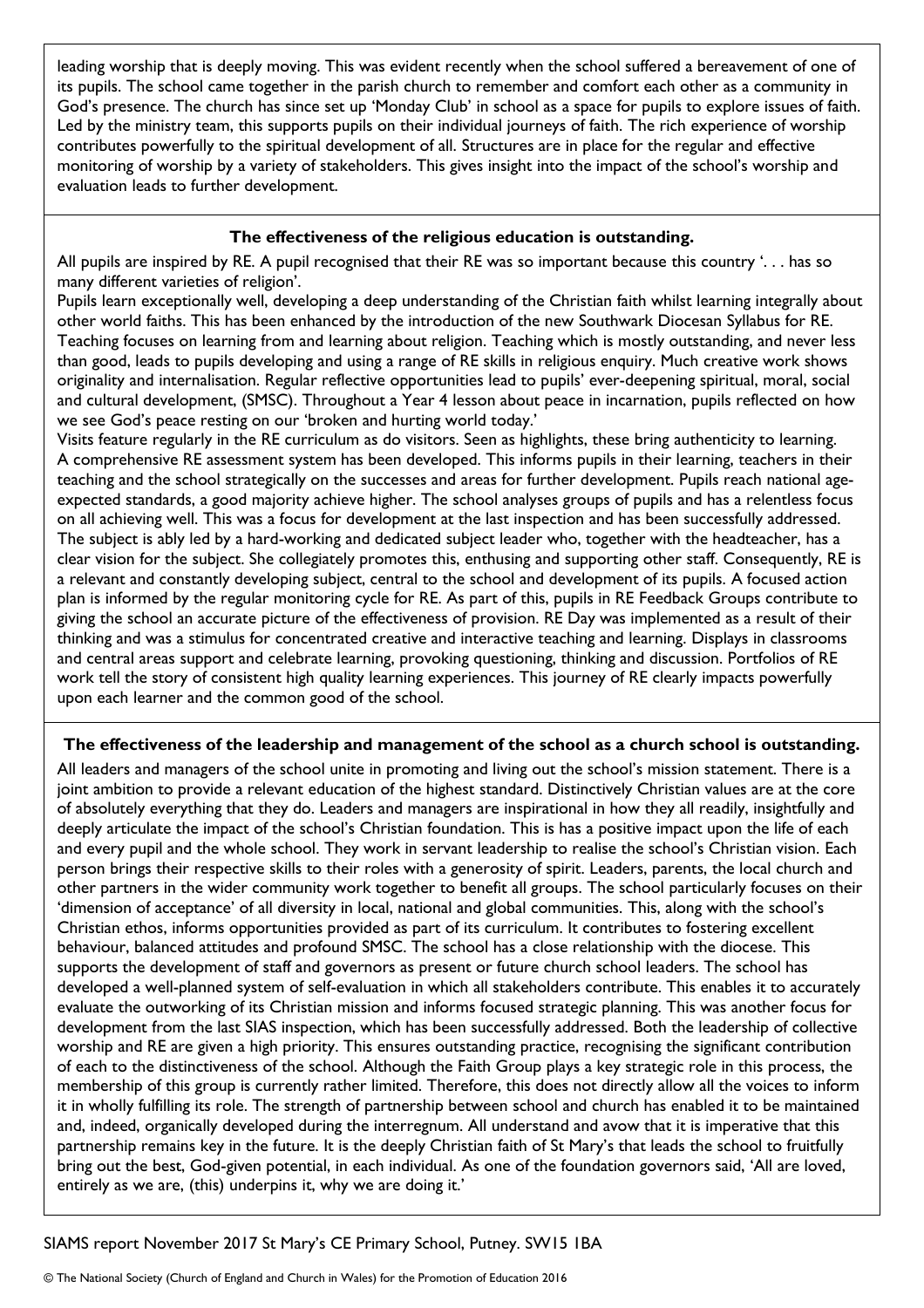leading worship that is deeply moving. This was evident recently when the school suffered a bereavement of one of its pupils. The school came together in the parish church to remember and comfort each other as a community in God's presence. The church has since set up 'Monday Club' in school as a space for pupils to explore issues of faith. Led by the ministry team, this supports pupils on their individual journeys of faith. The rich experience of worship contributes powerfully to the spiritual development of all. Structures are in place for the regular and effective monitoring of worship by a variety of stakeholders. This gives insight into the impact of the school's worship and evaluation leads to further development.

**The effectiveness of the religious education is outstanding.**

All pupils are inspired by RE. A pupil recognised that their RE was so important because this country '. . . has so many different varieties of religion'.

Pupils learn exceptionally well, developing a deep understanding of the Christian faith whilst learning integrally about other world faiths. This has been enhanced by the introduction of the new Southwark Diocesan Syllabus for RE. Teaching focuses on learning from and learning about religion. Teaching which is mostly outstanding, and never less than good, leads to pupils developing and using a range of RE skills in religious enquiry. Much creative work shows originality and internalisation. Regular reflective opportunities lead to pupils' ever-deepening spiritual, moral, social and cultural development, (SMSC). Throughout a Year 4 lesson about peace in incarnation, pupils reflected on how we see God's peace resting on our 'broken and hurting world today.'

Visits feature regularly in the RE curriculum as do visitors. Seen as highlights, these bring authenticity to learning. A comprehensive RE assessment system has been developed. This informs pupils in their learning, teachers in their teaching and the school strategically on the successes and areas for further development. Pupils reach national age-expected standards, a good majority achieve higher. The school analyses groups of pupils and has a relentless focus on all achieving well. This was a focus for development at the last inspection and has been successfully addressed. The subject is ably led by a hard-working and dedicated subject leader who, together with the headteacher, has a clear vision for the subject. She collegiately promotes this, enthusing and supporting other staff. Consequently, RE is a relevant and constantly developing subject, central to the school and development of its pupils. A focused action plan is informed by the regular monitoring cycle for RE. As part of this, pupils in RE Feedback Groups contribute to giving the school an accurate picture of the effectiveness of provision. RE Day was implemented as a result of their thinking and was a stimulus for concentrated creative and interactive teaching and learning. Displays in classrooms and central areas support and celebrate learning, provoking questioning, thinking and discussion. Portfolios of RE work tell the story of consistent high quality learning experiences. This journey of RE clearly impacts powerfully upon each learner and the common good of the school.

**The effectiveness of the leadership and management of the school as a church school is outstanding.**

All leaders and managers of the school unite in promoting and living out the school's mission statement. There is a joint ambition to provide a relevant education of the highest standard. Distinctively Christian values are at the core of absolutely everything that they do. Leaders and managers are inspirational in how they all readily, insightfully and deeply articulate the impact of the school's Christian foundation. This is has a positive impact upon the life of each and every pupil and the whole school. They work in servant leadership to realise the school's Christian vision. Each person brings their respective skills to their roles with a generosity of spirit. Leaders, parents, the local church and other partners in the wider community work together to benefit all groups. The school particularly focuses on their 'dimension of acceptance' of all diversity in local, national and global communities. This, along with the school's Christian ethos, informs opportunities provided as part of its curriculum. It contributes to fostering excellent behaviour, balanced attitudes and profound SMSC. The school has a close relationship with the diocese. This supports the development of staff and governors as present or future church school leaders. The school has developed a well-planned system of self-evaluation in which all stakeholders contribute. This enables it to accurately evaluate the outworking of its Christian mission and informs focused strategic planning. This was another focus for development from the last SIAS inspection, which has been successfully addressed. Both the leadership of collective worship and RE are given a high priority. This ensures outstanding practice, recognising the significant contribution of each to the distinctiveness of the school. Although the Faith Group plays a key strategic role in this process, the membership of this group is currently rather limited. Therefore, this does not directly allow all the voices to inform it in wholly fulfilling its role. The strength of partnership between school and church has enabled it to be maintained and, indeed, organically developed during the interregnum. All understand and avow that it is imperative that this partnership remains key in the future. It is the deeply Christian faith of St Mary's that leads the school to fruitfully bring out the best, God-given potential, in each individual. As one of the foundation governors said, 'All are loved, entirely as we are, (this) underpins it, why we are doing it.'

SIAMS report November 2017 St Mary's CE Primary School, Putney. SW15 1BA

© The National Society (Church of England and Church in Wales) for the Promotion of Education 2016